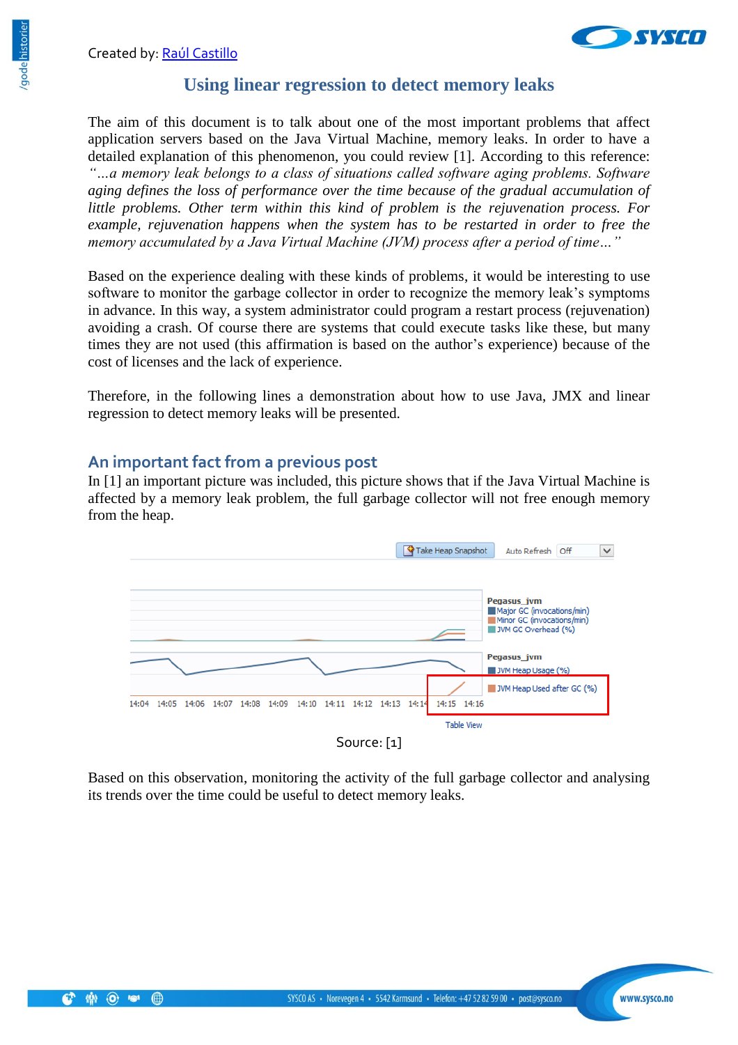Created by: Raúl Castillo

# Using linear regression to detect memory leaks

The aim of this document is to talk about one of the most important problems that affect application servers based on the Java Virtual Machine, memory leaks. In order to have a detailed explanation of this phenomenon, you could review [1]. According to this reference: *"…a memory leak belongs to a class of situations called software aging problems. Software aging defines the loss of performance over the time because of the gradual accumulation of little problems. Other term within this kind of problem is the rejuvenation process. For example, rejuvenation happens when the system has to be restarted in order to free the memory accumulated by a Java Virtual Machine (JVM) process after a period of time…"*

Based on the experience dealing with these kinds of problems, it would be interesting to use software to monitor the garbage collector in order to recognize the memory leak's symptoms in advance. In this way, a system administrator could program a restart process (rejuvenation) avoiding a crash. Of course there are systems that could execute tasks like these, but many times they are not used (this affirmation is based on the author's experience) because of the cost of licenses and the lack of experience.

Therefore, in the following lines a demonstration about how to use Java, JMX and linear regression to detect memory leaks will be presented.

## An important fact from a previous post

In [1] an important picture was included, this picture shows that if the Java Virtual Machine is affected by a memory leak problem, the full garbage collector will not free enough memory from the heap.

Source: [1]

Based on this observation, monitoring the activity of the full garbage collector and analysing its trends over the time could be useful to detect memory leaks.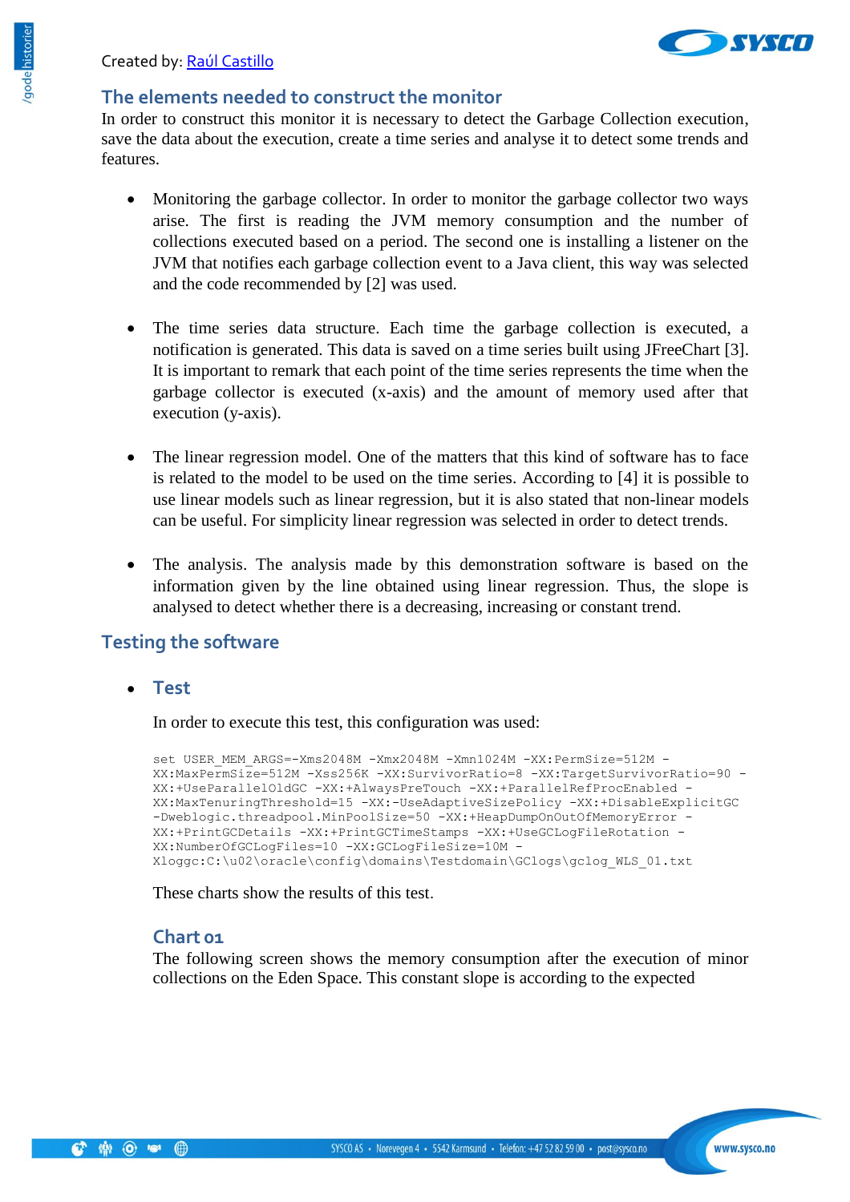Created by: Raúl Castillo

## The elements needed to construct the monitor

In order to construct this monitor it is necessary to detect the Garbage Collection execution, save the data about the execution, create a time series and analyse it to detect some trends and features.

- Monitoring the garbage collector. In order to monitor the garbage collector two ways arise. The first is reading the JVM memory consumption and the number of collections executed based on a period. The second one is installing a listener on the JVM that notifies each garbage collection event to a Java client, this way was selected and the code recommended by [2] was used.

- The time series data structure. Each time the garbage collection is executed, a notification is generated. This data is saved on a time series built using JFreeChart [3]. It is important to remark that each point of the time series represents the time when the garbage collector is executed (x-axis) and the amount of memory used after that execution (y-axis).

- The linear regression model. One of the matters that this kind of software has to face is related to the model to be used on the time series. According to [4] it is possible to use linear models such as linear regression, but it is also stated that non-linear models can be useful. For simplicity linear regression was selected in order to detect trends.

- The analysis. The analysis made by this demonstration software is based on the information given by the line obtained using linear regression. Thus, the slope is analysed to detect whether there is a decreasing, increasing or constant trend.

## Testing the software

- ### Test

  In order to execute this test, this configuration was used:

  ```
  set USER_MEM_ARGS=-Xms2048M -Xmx2048M -Xmn1024M -XX:PermSize=512M -
  XX:MaxPermSize=512M -Xss256K -XX:SurvivorRatio=8 -XX:TargetSurvivorRatio=90 -
  XX:+UseParallelOldGC -XX:+AlwaysPreTouch -XX:+ParallelRefProcEnabled -
  XX:MaxTenuringThreshold=15 -XX:-UseAdaptiveSizePolicy -XX:+DisableExplicitGC
  -Dweblogic.threadpool.MinPoolSize=50 -XX:+HeapDumpOnOutOfMemoryError -
  XX:+PrintGCDetails -XX:+PrintGCTimeStamps -XX:+UseGCLogFileRotation -
  XX:NumberOfGCLogFiles=10 -XX:GCLogFileSize=10M -
  Xloggc:C:\u02\oracle\config\domains\Testdomain\GClogs\gclog_WLS_01.txt
  ```

  These charts show the results of this test.

  ### Chart 01

  The following screen shows the memory consumption after the execution of minor collections on the Eden Space. This constant slope is according to the expected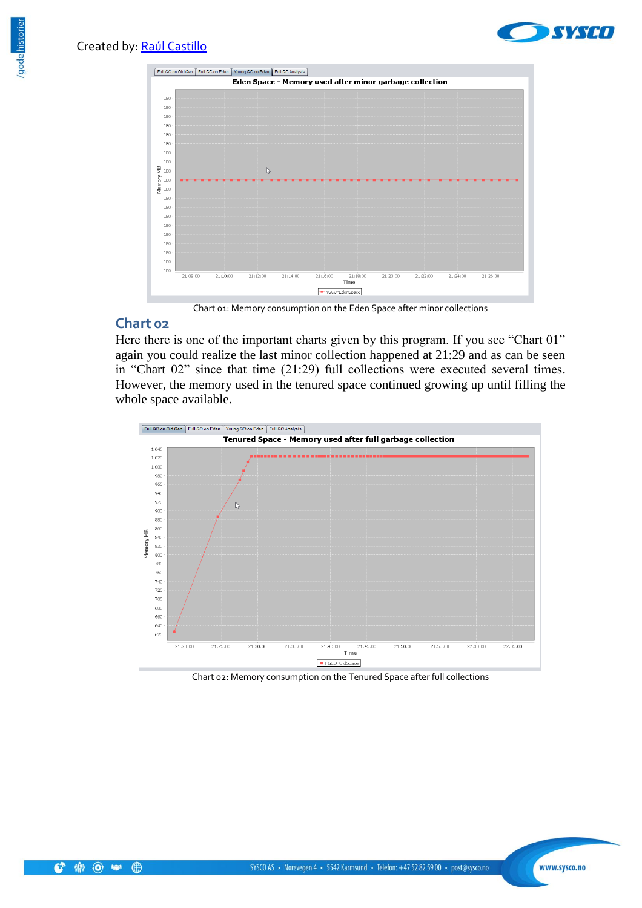Created by: Raúl Castillo

Chart 01: Memory consumption on the Eden Space after minor collections

## Chart 02

Here there is one of the important charts given by this program. If you see “Chart 01” again you could realize the last minor collection happened at 21:29 and as can be seen in “Chart 02” since that time (21:29) full collections were executed several times. However, the memory used in the tenured space continued growing up until filling the whole space available.

Chart 02: Memory consumption on the Tenured Space after full collections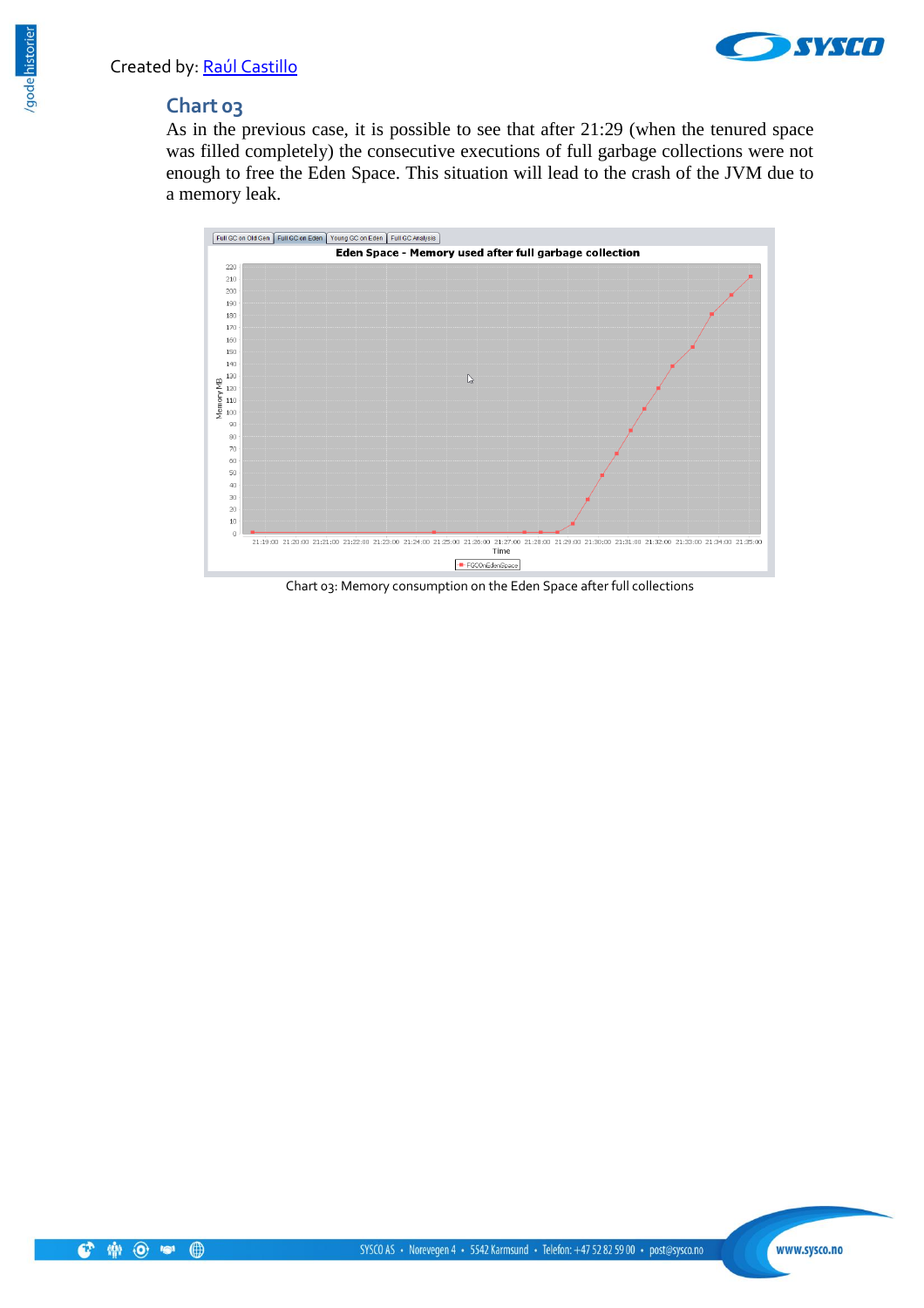Created by: Raúl Castillo

## Chart 03

As in the previous case, it is possible to see that after 21:29 (when the tenured space was filled completely) the consecutive executions of full garbage collections were not enough to free the Eden Space. This situation will lead to the crash of the JVM due to a memory leak.

Chart 03: Memory consumption on the Eden Space after full collections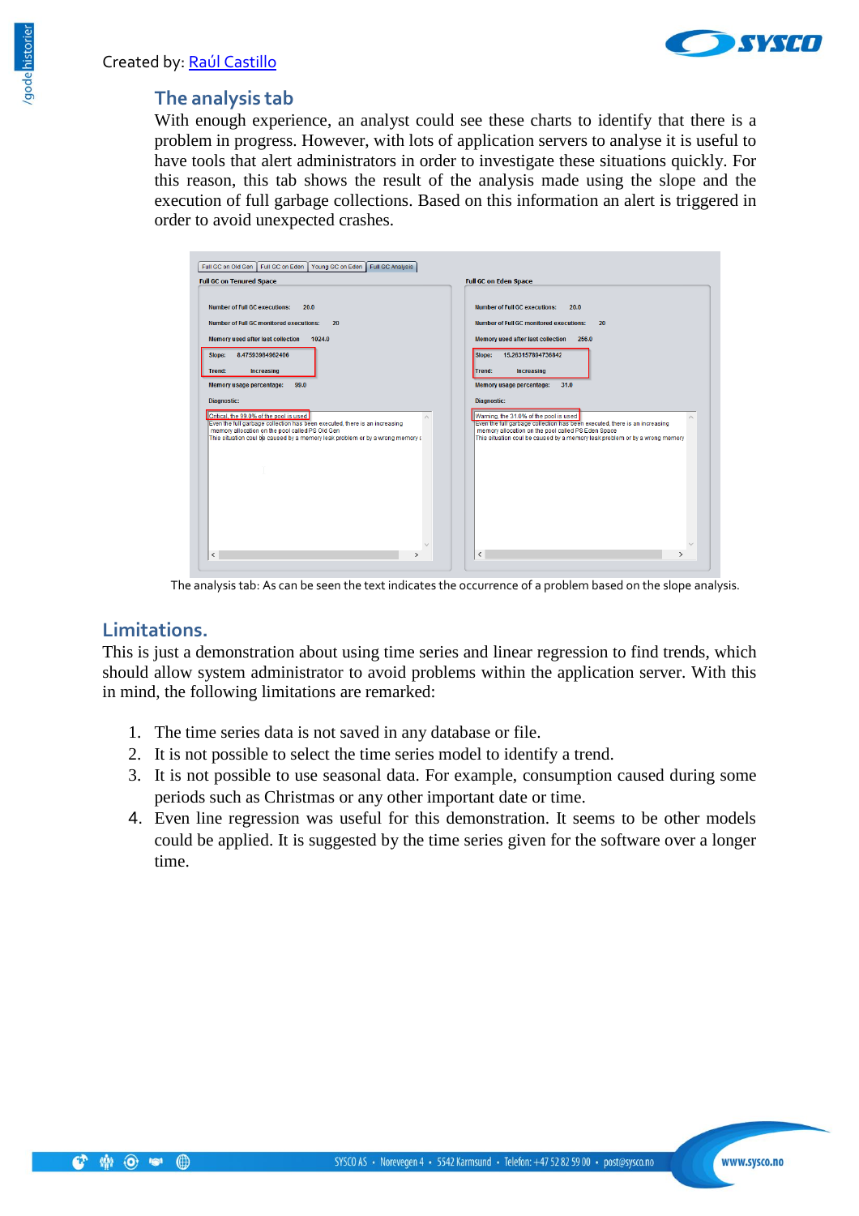Created by: Raúl Castillo

## The analysis tab

With enough experience, an analyst could see these charts to identify that there is a problem in progress. However, with lots of application servers to analyse it is useful to have tools that alert administrators in order to investigate these situations quickly. For this reason, this tab shows the result of the analysis made using the slope and the execution of full garbage collections. Based on this information an alert is triggered in order to avoid unexpected crashes.

The analysis tab: As can be seen the text indicates the occurrence of a problem based on the slope analysis.

## Limitations.

This is just a demonstration about using time series and linear regression to find trends, which should allow system administrator to avoid problems within the application server. With this in mind, the following limitations are remarked:

1. The time series data is not saved in any database or file.
2. It is not possible to select the time series model to identify a trend.
3. It is not possible to use seasonal data. For example, consumption caused during some periods such as Christmas or any other important date or time.
4. Even line regression was useful for this demonstration. It seems to be other models could be applied. It is suggested by the time series given for the software over a longer time.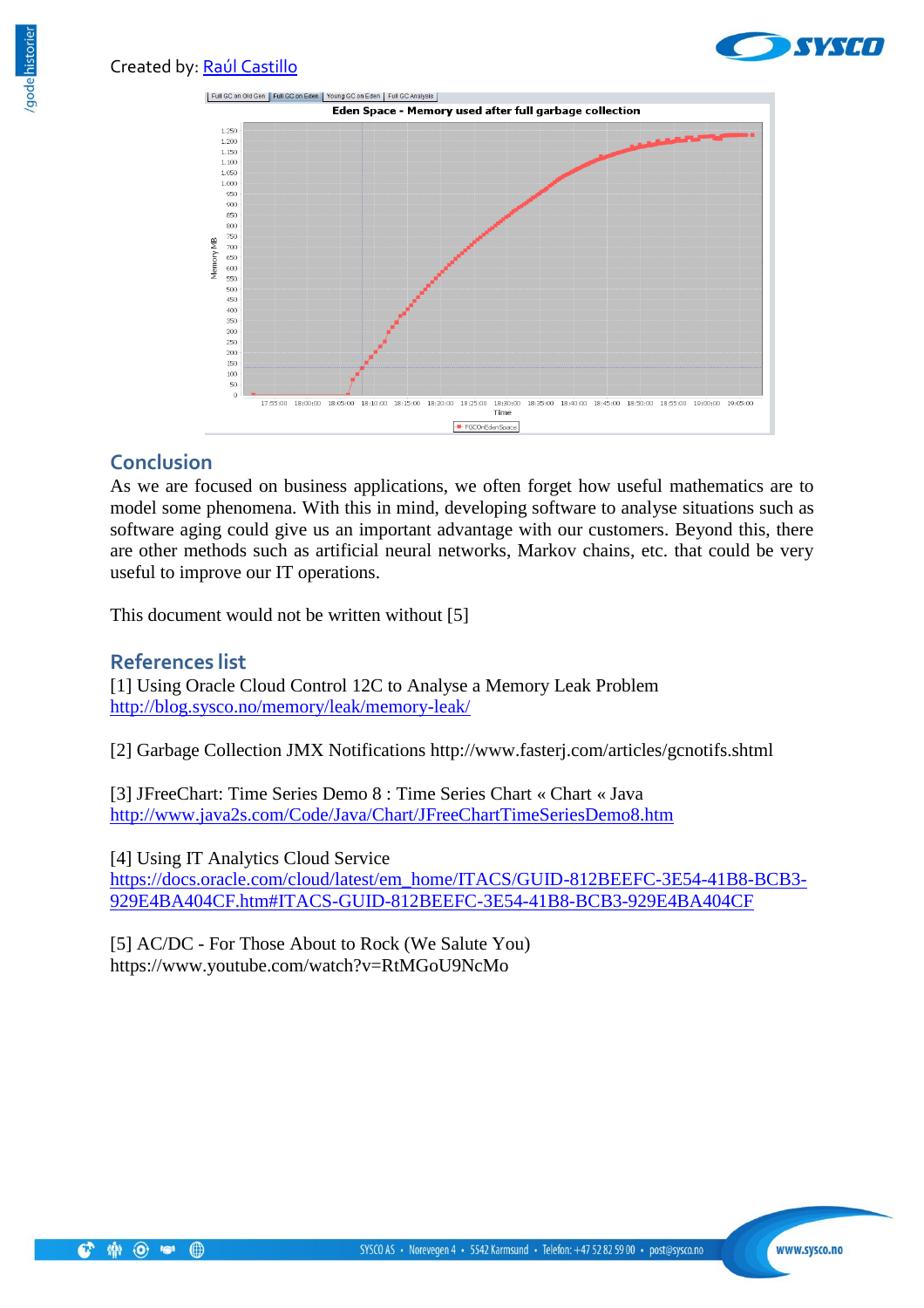Created by: [Raúl Castillo]()

Full GC on Old Gen | Full GC on Eden | Young GC on Eden | Full GC Analysis

Eden Space - Memory used after full garbage collection

Memory MB

1.250
1.200
1.150
1.100
1.050
1.000
950
900
850
800
750
700
650
600
550
500
450
400
350
300
250
200
150
100
50
0

17:55:00 18:00:00 18:05:00 18:10:00 18:15:00 18:20:00 18:25:00 18:30:00 18:35:00 18:40:00 18:45:00 18:50:00 18:55:00 19:00:00 19:05:00

Time

FGCOnEdenSpace

## Conclusion

As we are focused on business applications, we often forget how useful mathematics are to model some phenomena. With this in mind, developing software to analyse situations such as software aging could give us an important advantage with our customers. Beyond this, there are other methods such as artificial neural networks, Markov chains, etc. that could be very useful to improve our IT operations.

This document would not be written without [5]

## References list

[1] Using Oracle Cloud Control 12C to Analyse a Memory Leak Problem
http://blog.sysco.no/memory/leak/memory-leak/

[2] Garbage Collection JMX Notifications http://www.fasterj.com/articles/gcnotifs.shtml

[3] JFreeChart: Time Series Demo 8 : Time Series Chart « Chart « Java
http://www.java2s.com/Code/Java/Chart/JFreeChartTimeSeriesDemo8.htm

[4] Using IT Analytics Cloud Service
https://docs.oracle.com/cloud/latest/em_home/ITACS/GUID-812BEEFC-3E54-41B8-BCB3-929E4BA404CF.htm#ITACS-GUID-812BEEFC-3E54-41B8-BCB3-929E4BA404CF

[5] AC/DC - For Those About to Rock (We Salute You)
https://www.youtube.com/watch?v=RtMGoU9NcMo